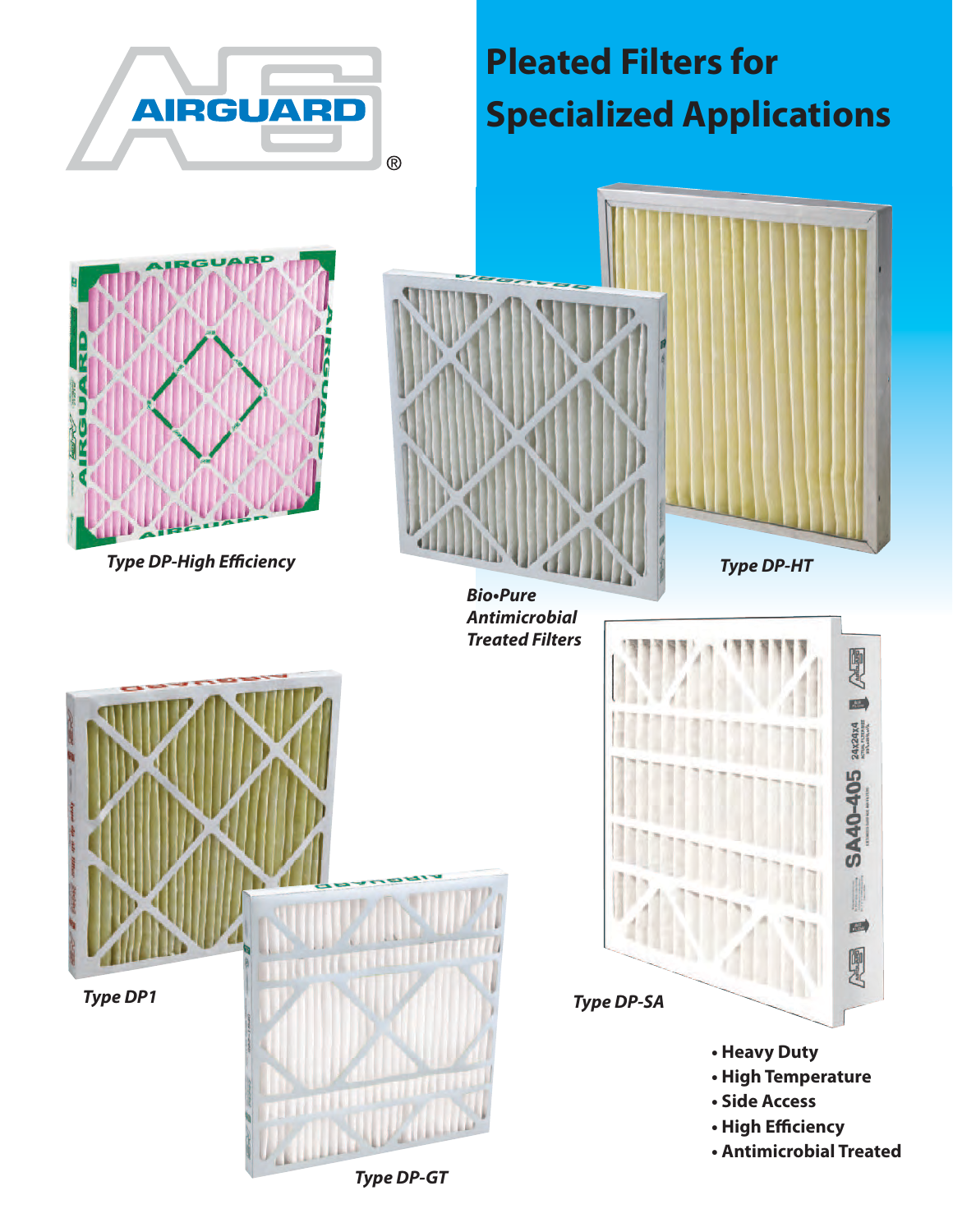AIRGUARD®

# Pleated Filters for Specialized Applications

*Type DP-High Efficiency*

*Bio•Pure Antimicrobial Treated Filters*

*Type DP-HT*

*Type DP1*

*Type DP-SA*

*Type DP-GT*

- **Heavy Duty**
- **High Temperature**
- **Side Access**
- **High Efficiency**
- **Antimicrobial Treated**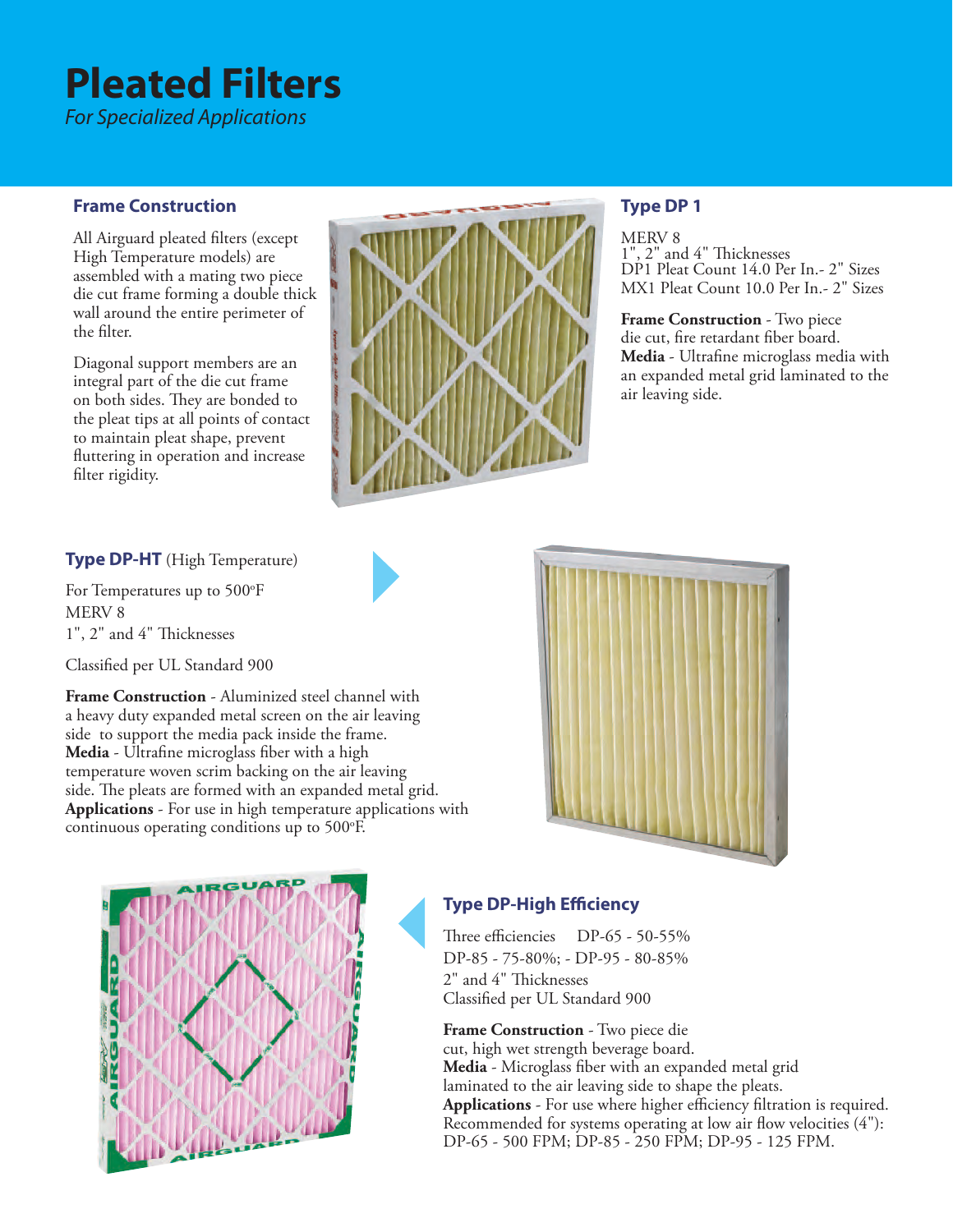# Pleated Filters

*For Specialized Applications*

### Frame Construction

All Airguard pleated filters (except High Temperature models) are assembled with a mating two piece die cut frame forming a double thick wall around the entire perimeter of the filter.

Diagonal support members are an integral part of the die cut frame on both sides. They are bonded to the pleat tips at all points of contact to maintain pleat shape, prevent fluttering in operation and increase filter rigidity.

### Type DP 1

MERV 8
1", 2" and 4" Thicknesses
DP1 Pleat Count 14.0 Per In.- 2" Sizes
MX1 Pleat Count 10.0 Per In.- 2" Sizes

**Frame Construction** - Two piece die cut, fire retardant fiber board.
**Media** - Ultrafine microglass media with an expanded metal grid laminated to the air leaving side.

### Type DP-HT (High Temperature)

For Temperatures up to 500°F
MERV 8
1", 2" and 4" Thicknesses

Classified per UL Standard 900

**Frame Construction** - Aluminized steel channel with a heavy duty expanded metal screen on the air leaving side to support the media pack inside the frame.
**Media** - Ultrafine microglass fiber with a high temperature woven scrim backing on the air leaving side. The pleats are formed with an expanded metal grid.
**Applications** - For use in high temperature applications with continuous operating conditions up to 500°F.

### Type DP-High Efficiency

Three efficiencies DP-65 - 50-55%
DP-85 - 75-80%; - DP-95 - 80-85%
2" and 4" Thicknesses
Classified per UL Standard 900

**Frame Construction** - Two piece die cut, high wet strength beverage board.
**Media** - Microglass fiber with an expanded metal grid laminated to the air leaving side to shape the pleats.
**Applications** - For use where higher efficiency filtration is required. Recommended for systems operating at low air flow velocities (4"): DP-65 - 500 FPM; DP-85 - 250 FPM; DP-95 - 125 FPM.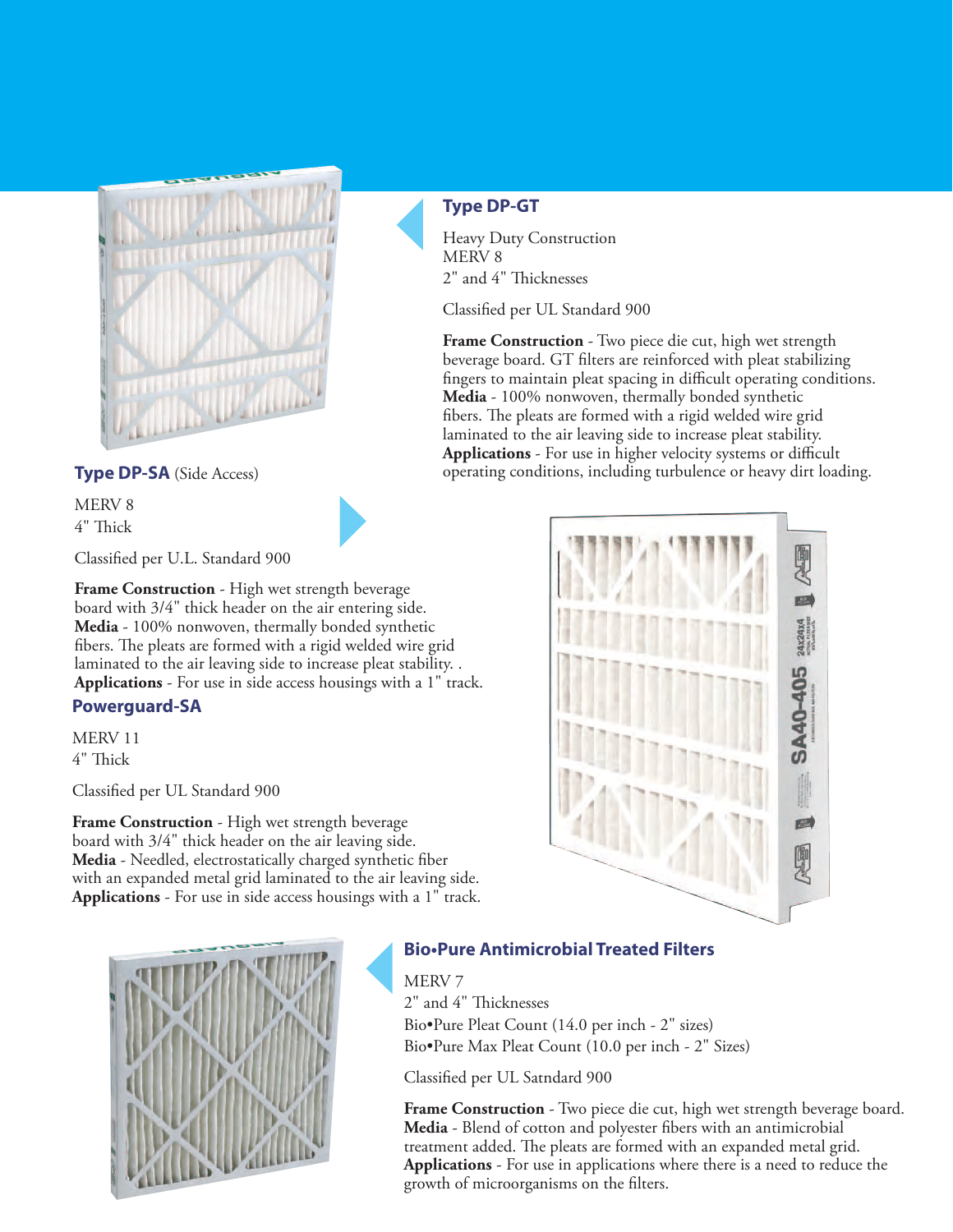## Type DP-GT

Heavy Duty Construction
MERV 8
2" and 4" Thicknesses

Classified per UL Standard 900

**Frame Construction** - Two piece die cut, high wet strength beverage board. GT filters are reinforced with pleat stabilizing fingers to maintain pleat spacing in difficult operating conditions.
**Media** - 100% nonwoven, thermally bonded synthetic fibers. The pleats are formed with a rigid welded wire grid laminated to the air leaving side to increase pleat stability.
**Applications** - For use in higher velocity systems or difficult operating conditions, including turbulence or heavy dirt loading.

## Type DP-SA (Side Access)

MERV 8
4" Thick

Classified per U.L. Standard 900

**Frame Construction** - High wet strength beverage board with 3/4" thick header on the air entering side.
**Media** - 100% nonwoven, thermally bonded synthetic fibers. The pleats are formed with a rigid welded wire grid laminated to the air leaving side to increase pleat stability. .
**Applications** - For use in side access housings with a 1" track.

## Powerguard-SA

MERV 11
4" Thick

Classified per UL Standard 900

**Frame Construction** - High wet strength beverage board with 3/4" thick header on the air leaving side.
**Media** - Needled, electrostatically charged synthetic fiber with an expanded metal grid laminated to the air leaving side.
**Applications** - For use in side access housings with a 1" track.

## Bio•Pure Antimicrobial Treated Filters

MERV 7
2" and 4" Thicknesses
Bio•Pure Pleat Count (14.0 per inch - 2" sizes)
Bio•Pure Max Pleat Count (10.0 per inch - 2" Sizes)

Classified per UL Satndard 900

**Frame Construction** - Two piece die cut, high wet strength beverage board.
**Media** - Blend of cotton and polyester fibers with an antimicrobial treatment added. The pleats are formed with an expanded metal grid.
**Applications** - For use in applications where there is a need to reduce the growth of microorganisms on the filters.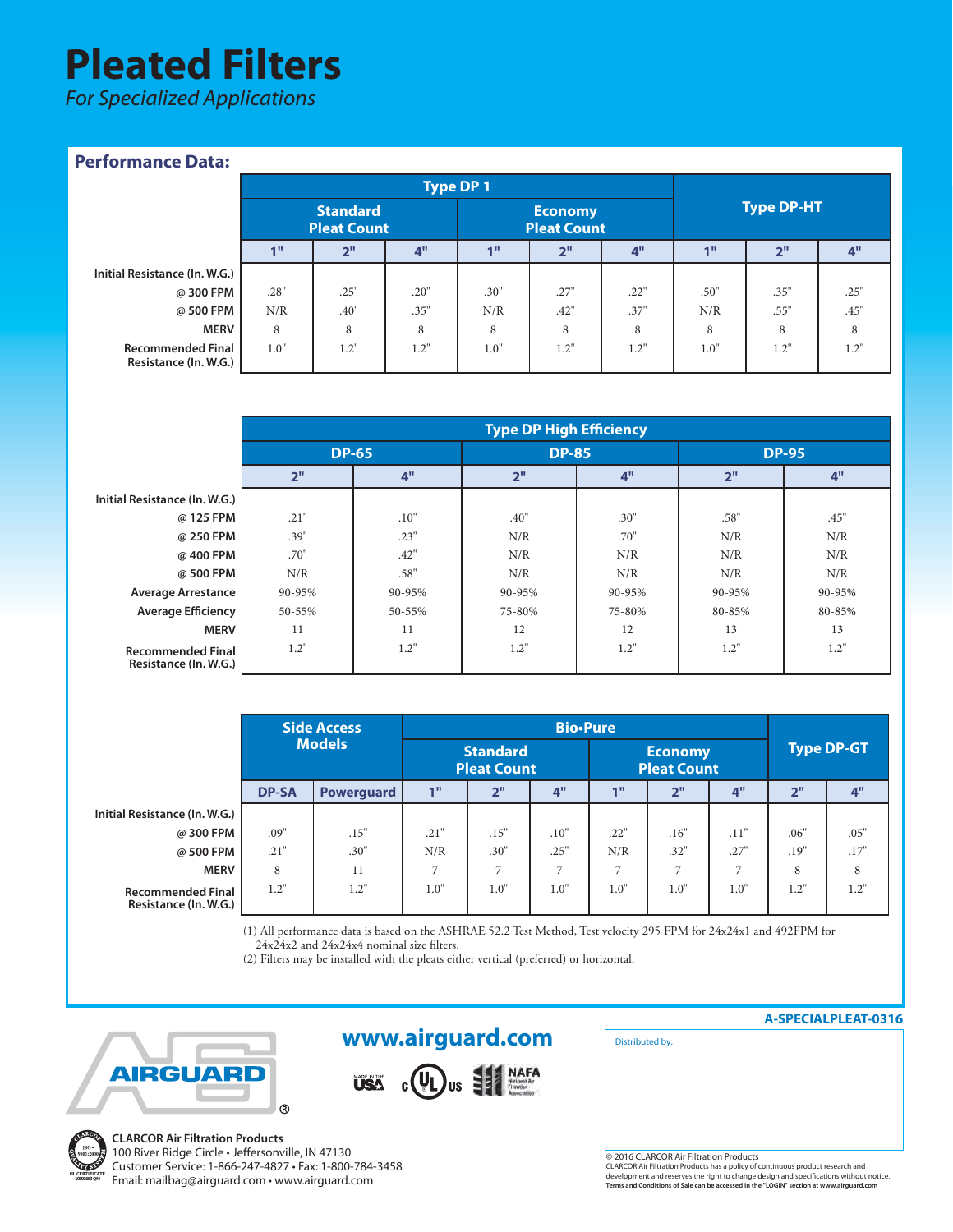# Pleated Filters

*For Specialized Applications*

## Performance Data:

| | Type DP 1 | | | | | | Type DP-HT | | |
|---|---|---|---|---|---|---|---|---|---|
| | Standard Pleat Count | | | Economy Pleat Count | | | | | |
| | 1" | 2" | 4" | 1" | 2" | 4" | 1" | 2" | 4" |
| **Initial Resistance (In. W.G.)** | | | | | | | | | |
| **@ 300 FPM** | .28" | .25" | .20" | .30" | .27" | .22" | .50" | .35" | .25" |
| **@ 500 FPM** | N/R | .40" | .35" | N/R | .42" | .37" | N/R | .55" | .45" |
| **MERV** | 8 | 8 | 8 | 8 | 8 | 8 | 8 | 8 | 8 |
| **Recommended Final Resistance (In. W.G.)** | 1.0" | 1.2" | 1.2" | 1.0" | 1.2" | 1.2" | 1.0" | 1.2" | 1.2" |

| | Type DP High Efficiency | | | | | |
|---|---|---|---|---|---|---|
| | DP-65 | | DP-85 | | DP-95 | |
| | 2" | 4" | 2" | 4" | 2" | 4" |
| **Initial Resistance (In. W.G.)** | | | | | | |
| **@ 125 FPM** | .21" | .10" | .40" | .30" | .58" | .45" |
| **@ 250 FPM** | .39" | .23" | N/R | .70" | N/R | N/R |
| **@ 400 FPM** | .70" | .42" | N/R | N/R | N/R | N/R |
| **@ 500 FPM** | N/R | .58" | N/R | N/R | N/R | N/R |
| **Average Arrestance** | 90-95% | 90-95% | 90-95% | 90-95% | 90-95% | 90-95% |
| **Average Efficiency** | 50-55% | 50-55% | 75-80% | 75-80% | 80-85% | 80-85% |
| **MERV** | 11 | 11 | 12 | 12 | 13 | 13 |
| **Recommended Final Resistance (In. W.G.)** | 1.2" | 1.2" | 1.2" | 1.2" | 1.2" | 1.2" |

| | Side Access Models | | Bio•Pure | | | | | | Type DP-GT | |
|---|---|---|---|---|---|---|---|---|---|---|
| | | | Standard Pleat Count | | | Economy Pleat Count | | | | |
| | DP-SA | Powerguard | 1" | 2" | 4" | 1" | 2" | 4" | 2" | 4" |
| **Initial Resistance (In. W.G.)** | | | | | | | | | | |
| **@ 300 FPM** | .09" | .15" | .21" | .15" | .10" | .22" | .16" | .11" | .06" | .05" |
| **@ 500 FPM** | .21" | .30" | N/R | .30" | .25" | N/R | .32" | .27" | .19" | .17" |
| **MERV** | 8 | 11 | 7 | 7 | 7 | 7 | 7 | 7 | 8 | 8 |
| **Recommended Final Resistance (In. W.G.)** | 1.2" | 1.2" | 1.0" | 1.0" | 1.0" | 1.0" | 1.0" | 1.0" | 1.2" | 1.2" |

(1) All performance data is based on the ASHRAE 52.2 Test Method, Test velocity 295 FPM for 24x24x1 and 492FPM for 24x24x2 and 24x24x4 nominal size filters.
(2) Filters may be installed with the pleats either vertical (preferred) or horizontal.

**A-SPECIALPLEAT-0316**

AIRGUARD®

**www.airguard.com**

Distributed by:

**CLARCOR Air Filtration Products**
100 River Ridge Circle • Jeffersonville, IN 47130
Customer Service: 1-866-247-4827 • Fax: 1-800-784-3458
Email: mailbag@airguard.com • www.airguard.com

© 2016 CLARCOR Air Filtration Products
CLARCOR Air Filtration Products has a policy of continuous product research and development and reserves the right to change design and specifications without notice.
**Terms and Conditions of Sale can be accessed in the "LOGIN" section at www.airguard.com**